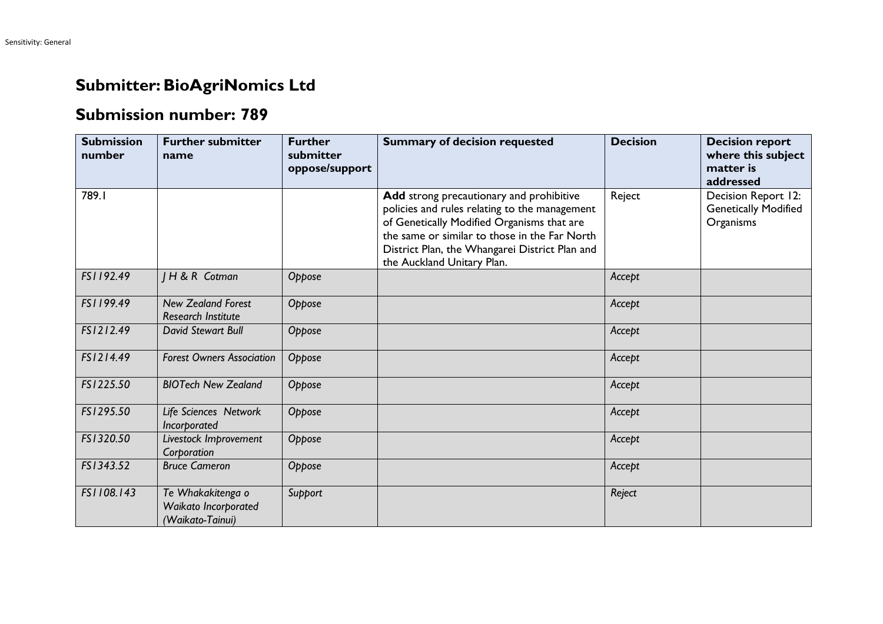# Submitter: BioAgriNomics Ltd

## Submission number: 789

| Submission number | Further submitter name | Further submitter oppose/support | Summary of decision requested | Decision | Decision report where this subject matter is addressed |
|---|---|---|---|---|---|
| 789.1 | | | **Add** strong precautionary and prohibitive policies and rules relating to the management of Genetically Modified Organisms that are the same or similar to those in the Far North District Plan, the Whangarei District Plan and the Auckland Unitary Plan. | Reject | Decision Report 12: Genetically Modified Organisms |
| *FS1192.49* | *J H & R Cotman* | *Oppose* | | *Accept* | |
| *FS1199.49* | *New Zealand Forest Research Institute* | *Oppose* | | *Accept* | |
| *FS1212.49* | *David Stewart Bull* | *Oppose* | | *Accept* | |
| *FS1214.49* | *Forest Owners Association* | *Oppose* | | *Accept* | |
| *FS1225.50* | *BIOTech New Zealand* | *Oppose* | | *Accept* | |
| *FS1295.50* | *Life Sciences Network Incorporated* | *Oppose* | | *Accept* | |
| *FS1320.50* | *Livestock Improvement Corporation* | *Oppose* | | *Accept* | |
| *FS1343.52* | *Bruce Cameron* | *Oppose* | | *Accept* | |
| *FS1108.143* | *Te Whakakitenga o Waikato Incorporated (Waikato-Tainui)* | *Support* | | *Reject* | |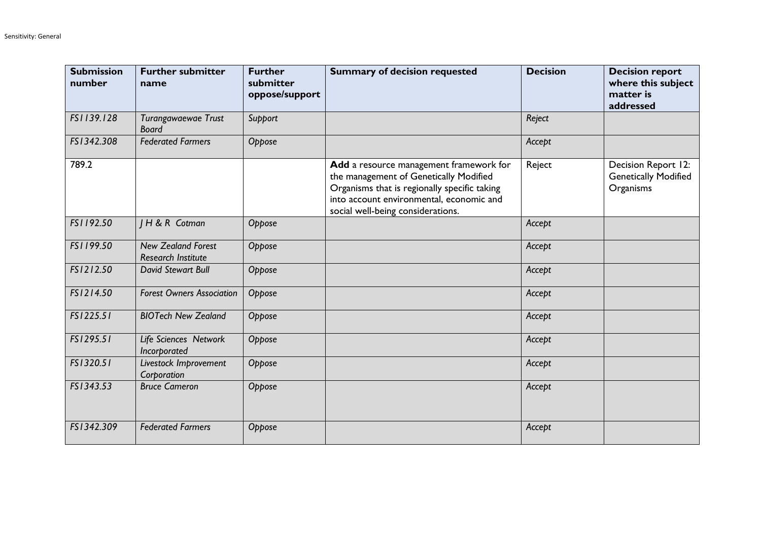| Submission number | Further submitter name | Further submitter oppose/support | Summary of decision requested | Decision | Decision report where this subject matter is addressed |
|---|---|---|---|---|---|
| *FS1139.128* | *Turangawaewae Trust Board* | *Support* | | *Reject* | |
| *FS1342.308* | *Federated Farmers* | *Oppose* | | *Accept* | |
| 789.2 | | | **Add** a resource management framework for the management of Genetically Modified Organisms that is regionally specific taking into account environmental, economic and social well-being considerations. | Reject | Decision Report 12: Genetically Modified Organisms |
| *FS1192.50* | *J H & R Cotman* | *Oppose* | | *Accept* | |
| *FS1199.50* | *New Zealand Forest Research Institute* | *Oppose* | | *Accept* | |
| *FS1212.50* | *David Stewart Bull* | *Oppose* | | *Accept* | |
| *FS1214.50* | *Forest Owners Association* | *Oppose* | | *Accept* | |
| *FS1225.51* | *BIOTech New Zealand* | *Oppose* | | *Accept* | |
| *FS1295.51* | *Life Sciences Network Incorporated* | *Oppose* | | *Accept* | |
| *FS1320.51* | *Livestock Improvement Corporation* | *Oppose* | | *Accept* | |
| *FS1343.53* | *Bruce Cameron* | *Oppose* | | *Accept* | |
| *FS1342.309* | *Federated Farmers* | *Oppose* | | *Accept* | |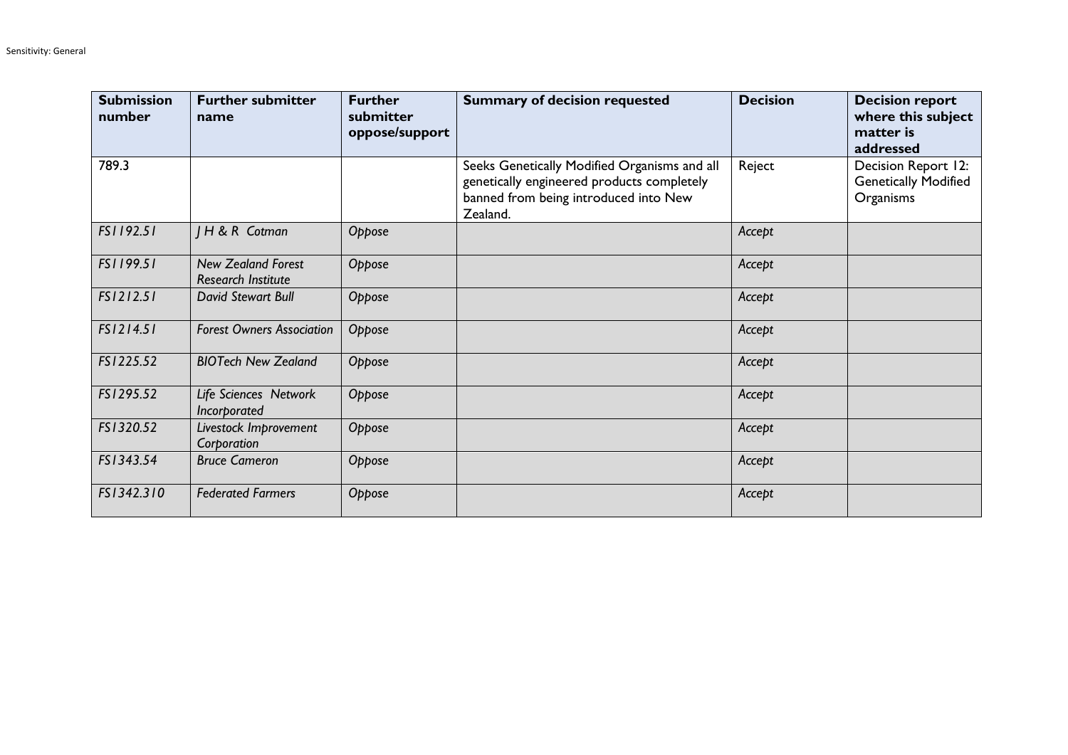| Submission number | Further submitter name | Further submitter oppose/support | Summary of decision requested | Decision | Decision report where this subject matter is addressed |
|---|---|---|---|---|---|
| 789.3 | | | Seeks Genetically Modified Organisms and all genetically engineered products completely banned from being introduced into New Zealand. | Reject | Decision Report 12: Genetically Modified Organisms |
| *FS1192.51* | *J H & R Cotman* | *Oppose* | | *Accept* | |
| *FS1199.51* | *New Zealand Forest Research Institute* | *Oppose* | | *Accept* | |
| *FS1212.51* | *David Stewart Bull* | *Oppose* | | *Accept* | |
| *FS1214.51* | *Forest Owners Association* | *Oppose* | | *Accept* | |
| *FS1225.52* | *BIOTech New Zealand* | *Oppose* | | *Accept* | |
| *FS1295.52* | *Life Sciences Network Incorporated* | *Oppose* | | *Accept* | |
| *FS1320.52* | *Livestock Improvement Corporation* | *Oppose* | | *Accept* | |
| *FS1343.54* | *Bruce Cameron* | *Oppose* | | *Accept* | |
| *FS1342.310* | *Federated Farmers* | *Oppose* | | *Accept* | |